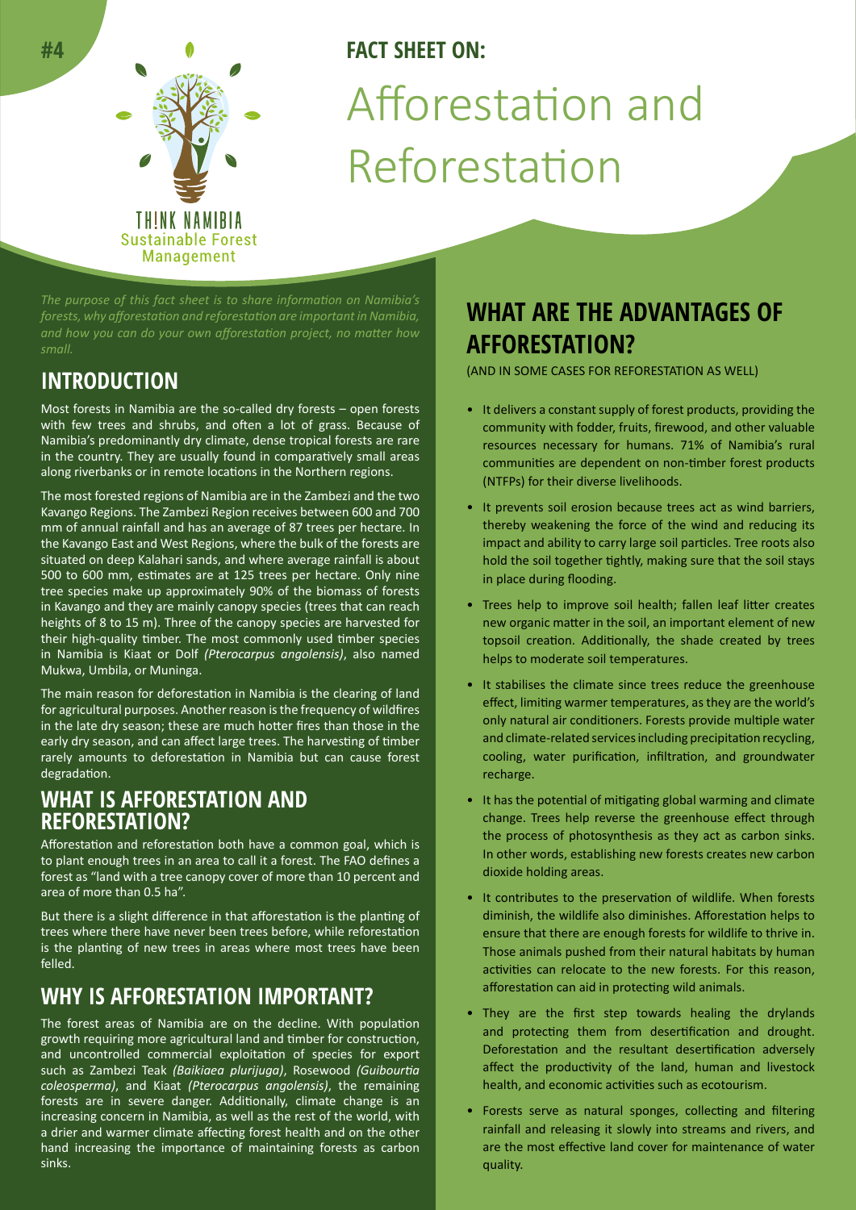#4

THINK NAMIBIA
Sustainable Forest Management

**FACT SHEET ON:**

# Afforestation and Reforestation

*The purpose of this fact sheet is to share information on Namibia's forests, why afforestation and reforestation are important in Namibia, and how you can do your own afforestation project, no matter how small.*

## INTRODUCTION

Most forests in Namibia are the so-called dry forests – open forests with few trees and shrubs, and often a lot of grass. Because of Namibia's predominantly dry climate, dense tropical forests are rare in the country. They are usually found in comparatively small areas along riverbanks or in remote locations in the Northern regions.

The most forested regions of Namibia are in the Zambezi and the two Kavango Regions. The Zambezi Region receives between 600 and 700 mm of annual rainfall and has an average of 87 trees per hectare. In the Kavango East and West Regions, where the bulk of the forests are situated on deep Kalahari sands, and where average rainfall is about 500 to 600 mm, estimates are at 125 trees per hectare. Only nine tree species make up approximately 90% of the biomass of forests in Kavango and they are mainly canopy species (trees that can reach heights of 8 to 15 m). Three of the canopy species are harvested for their high-quality timber. The most commonly used timber species in Namibia is Kiaat or Dolf *(Pterocarpus angolensis)*, also named Mukwa, Umbila, or Muninga.

The main reason for deforestation in Namibia is the clearing of land for agricultural purposes. Another reason is the frequency of wildfires in the late dry season; these are much hotter fires than those in the early dry season, and can affect large trees. The harvesting of timber rarely amounts to deforestation in Namibia but can cause forest degradation.

## WHAT IS AFFORESTATION AND REFORESTATION?

Afforestation and reforestation both have a common goal, which is to plant enough trees in an area to call it a forest. The FAO defines a forest as "land with a tree canopy cover of more than 10 percent and area of more than 0.5 ha".

But there is a slight difference in that afforestation is the planting of trees where there have never been trees before, while reforestation is the planting of new trees in areas where most trees have been felled.

## WHY IS AFFORESTATION IMPORTANT?

The forest areas of Namibia are on the decline. With population growth requiring more agricultural land and timber for construction, and uncontrolled commercial exploitation of species for export such as Zambezi Teak *(Baikiaea plurijuga)*, Rosewood *(Guibourtia coleosperma)*, and Kiaat *(Pterocarpus angolensis)*, the remaining forests are in severe danger. Additionally, climate change is an increasing concern in Namibia, as well as the rest of the world, with a drier and warmer climate affecting forest health and on the other hand increasing the importance of maintaining forests as carbon sinks.

## WHAT ARE THE ADVANTAGES OF AFFORESTATION?

(AND IN SOME CASES FOR REFORESTATION AS WELL)

- It delivers a constant supply of forest products, providing the community with fodder, fruits, firewood, and other valuable resources necessary for humans. 71% of Namibia's rural communities are dependent on non-timber forest products (NTFPs) for their diverse livelihoods.
- It prevents soil erosion because trees act as wind barriers, thereby weakening the force of the wind and reducing its impact and ability to carry large soil particles. Tree roots also hold the soil together tightly, making sure that the soil stays in place during flooding.
- Trees help to improve soil health; fallen leaf litter creates new organic matter in the soil, an important element of new topsoil creation. Additionally, the shade created by trees helps to moderate soil temperatures.
- It stabilises the climate since trees reduce the greenhouse effect, limiting warmer temperatures, as they are the world's only natural air conditioners. Forests provide multiple water and climate-related services including precipitation recycling, cooling, water purification, infiltration, and groundwater recharge.
- It has the potential of mitigating global warming and climate change. Trees help reverse the greenhouse effect through the process of photosynthesis as they act as carbon sinks. In other words, establishing new forests creates new carbon dioxide holding areas.
- It contributes to the preservation of wildlife. When forests diminish, the wildlife also diminishes. Afforestation helps to ensure that there are enough forests for wildlife to thrive in. Those animals pushed from their natural habitats by human activities can relocate to the new forests. For this reason, afforestation can aid in protecting wild animals.
- They are the first step towards healing the drylands and protecting them from desertification and drought. Deforestation and the resultant desertification adversely affect the productivity of the land, human and livestock health, and economic activities such as ecotourism.
- Forests serve as natural sponges, collecting and filtering rainfall and releasing it slowly into streams and rivers, and are the most effective land cover for maintenance of water quality.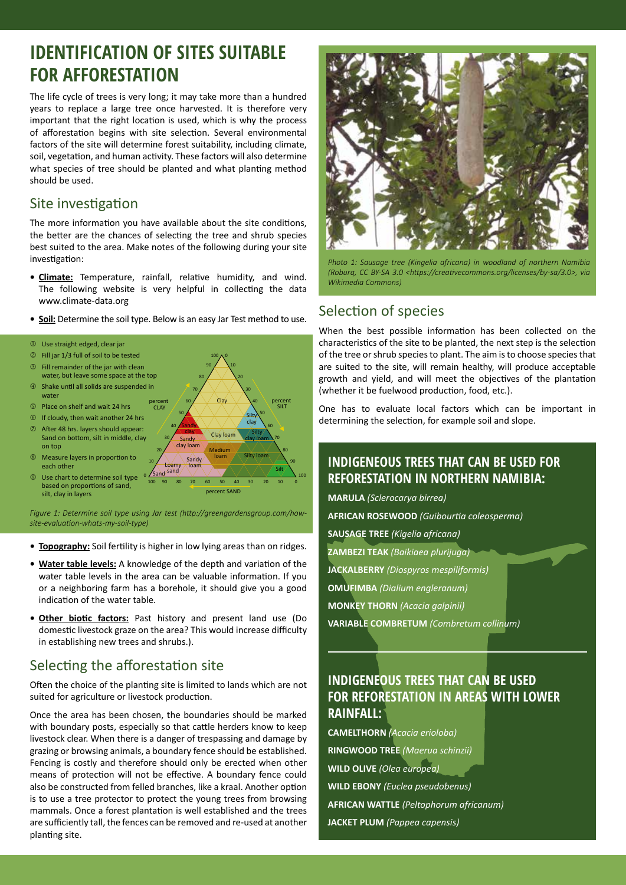# IDENTIFICATION OF SITES SUITABLE FOR AFFORESTATION

The life cycle of trees is very long; it may take more than a hundred years to replace a large tree once harvested. It is therefore very important that the right location is used, which is why the process of afforestation begins with site selection. Several environmental factors of the site will determine forest suitability, including climate, soil, vegetation, and human activity. These factors will also determine what species of tree should be planted and what planting method should be used.

## Site investigation

The more information you have available about the site conditions, the better are the chances of selecting the tree and shrub species best suited to the area. Make notes of the following during your site investigation:

- **Climate:** Temperature, rainfall, relative humidity, and wind. The following website is very helpful in collecting the data www.climate-data.org
- **Soil:** Determine the soil type. Below is an easy Jar Test method to use.

1. Use straight edged, clear jar
2. Fill jar 1/3 full of soil to be tested
3. Fill remainder of the jar with clean water, but leave some space at the top
4. Shake until all solids are suspended in water
5. Place on shelf and wait 24 hrs
6. If cloudy, then wait another 24 hrs
7. After 48 hrs. layers should appear: Sand on bottom, silt in middle, clay on top
8. Measure layers in proportion to each other
9. Use chart to determine soil type based on proportions of sand, silt, clay in layers

*Figure 1: Determine soil type using Jar test (http://greengardensgroup.com/how-site-evaluation-whats-my-soil-type)*

- **Topography:** Soil fertility is higher in low lying areas than on ridges.
- **Water table levels:** A knowledge of the depth and variation of the water table levels in the area can be valuable information. If you or a neighboring farm has a borehole, it should give you a good indication of the water table.
- **Other biotic factors:** Past history and present land use (Do domestic livestock graze on the area? This would increase difficulty in establishing new trees and shrubs.).

## Selecting the afforestation site

Often the choice of the planting site is limited to lands which are not suited for agriculture or livestock production.

Once the area has been chosen, the boundaries should be marked with boundary posts, especially so that cattle herders know to keep livestock clear. When there is a danger of trespassing and damage by grazing or browsing animals, a boundary fence should be established. Fencing is costly and therefore should only be erected when other means of protection will not be effective. A boundary fence could also be constructed from felled branches, like a kraal. Another option is to use a tree protector to protect the young trees from browsing mammals. Once a forest plantation is well established and the trees are sufficiently tall, the fences can be removed and re-used at another planting site.

*Photo 1: Sausage tree (Kingelia africana) in woodland of northern Namibia (Roburq, CC BY-SA 3.0 <https://creativecommons.org/licenses/by-sa/3.0>, via Wikimedia Commons)*

## Selection of species

When the best possible information has been collected on the characteristics of the site to be planted, the next step is the selection of the tree or shrub species to plant. The aim is to choose species that are suited to the site, will remain healthy, will produce acceptable growth and yield, and will meet the objectives of the plantation (whether it be fuelwood production, food, etc.).

One has to evaluate local factors which can be important in determining the selection, for example soil and slope.

### INDIGENEOUS TREES THAT CAN BE USED FOR REFORESTATION IN NORTHERN NAMIBIA:

**MARULA** *(Sclerocarya birrea)*
**AFRICAN ROSEWOOD** *(Guibourtia coleosperma)*
**SAUSAGE TREE** *(Kigelia africana)*
**ZAMBEZI TEAK** *(Baikiaea plurijuga)*
**JACKALBERRY** *(Diospyros mespiliformis)*
**OMUFIMBA** *(Dialium engleranum)*
**MONKEY THORN** *(Acacia galpinii)*
**VARIABLE COMBRETUM** *(Combretum collinum)*

### INDIGENEOUS TREES THAT CAN BE USED FOR REFORESTATION IN AREAS WITH LOWER RAINFALL:

**CAMELTHORN** *(Acacia erioloba)*
**RINGWOOD TREE** *(Maerua schinzii)*
**WILD OLIVE** *(Olea europea)*
**WILD EBONY** *(Euclea pseudobenus)*
**AFRICAN WATTLE** *(Peltophorum africanum)*
**JACKET PLUM** *(Pappea capensis)*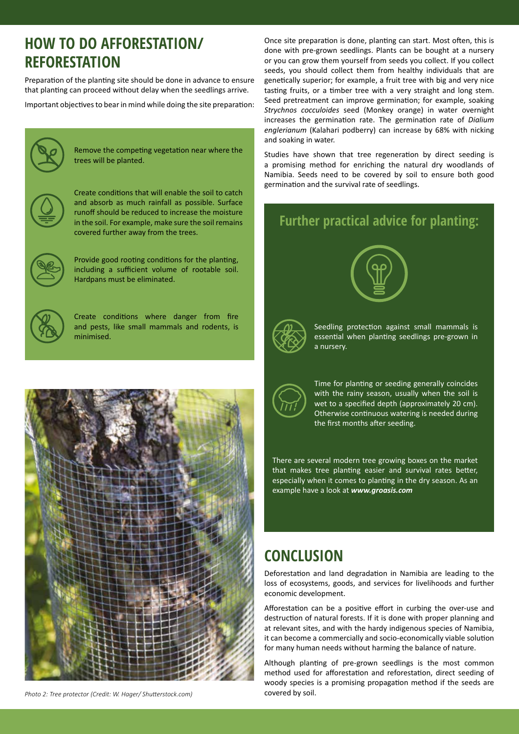## HOW TO DO AFFORESTATION/ REFORESTATION

Preparation of the planting site should be done in advance to ensure that planting can proceed without delay when the seedlings arrive.

Important objectives to bear in mind while doing the site preparation:

- Remove the competing vegetation near where the trees will be planted.
- Create conditions that will enable the soil to catch and absorb as much rainfall as possible. Surface runoff should be reduced to increase the moisture in the soil. For example, make sure the soil remains covered further away from the trees.
- Provide good rooting conditions for the planting, including a sufficient volume of rootable soil. Hardpans must be eliminated.
- Create conditions where danger from fire and pests, like small mammals and rodents, is minimised.

*Photo 2: Tree protector (Credit: W. Hager/ Shutterstock.com)*

Once site preparation is done, planting can start. Most often, this is done with pre-grown seedlings. Plants can be bought at a nursery or you can grow them yourself from seeds you collect. If you collect seeds, you should collect them from healthy individuals that are genetically superior; for example, a fruit tree with big and very nice tasting fruits, or a timber tree with a very straight and long stem. Seed pretreatment can improve germination; for example, soaking *Strychnos cocculoides* seed (Monkey orange) in water overnight increases the germination rate. The germination rate of *Dialium englerianum* (Kalahari podberry) can increase by 68% with nicking and soaking in water.

Studies have shown that tree regeneration by direct seeding is a promising method for enriching the natural dry woodlands of Namibia. Seeds need to be covered by soil to ensure both good germination and the survival rate of seedlings.

### Further practical advice for planting:

- Seedling protection against small mammals is essential when planting seedlings pre-grown in a nursery.
- Time for planting or seeding generally coincides with the rainy season, usually when the soil is wet to a specified depth (approximately 20 cm). Otherwise continuous watering is needed during the first months after seeding.

There are several modern tree growing boxes on the market that makes tree planting easier and survival rates better, especially when it comes to planting in the dry season. As an example have a look at ***www.groasis.com***

## CONCLUSION

Deforestation and land degradation in Namibia are leading to the loss of ecosystems, goods, and services for livelihoods and further economic development.

Afforestation can be a positive effort in curbing the over-use and destruction of natural forests. If it is done with proper planning and at relevant sites, and with the hardy indigenous species of Namibia, it can become a commercially and socio-economically viable solution for many human needs without harming the balance of nature.

Although planting of pre-grown seedlings is the most common method used for afforestation and reforestation, direct seeding of woody species is a promising propagation method if the seeds are covered by soil.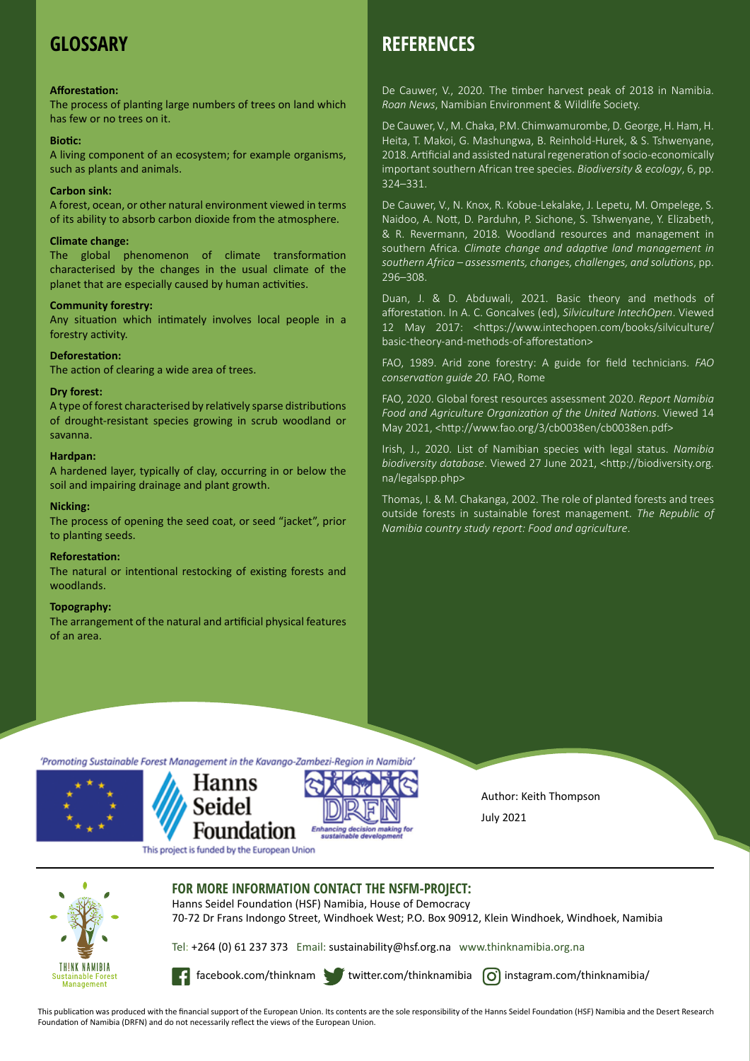## GLOSSARY

**Afforestation:**
The process of planting large numbers of trees on land which has few or no trees on it.

**Biotic:**
A living component of an ecosystem; for example organisms, such as plants and animals.

**Carbon sink:**
A forest, ocean, or other natural environment viewed in terms of its ability to absorb carbon dioxide from the atmosphere.

**Climate change:**
The global phenomenon of climate transformation characterised by the changes in the usual climate of the planet that are especially caused by human activities.

**Community forestry:**
Any situation which intimately involves local people in a forestry activity.

**Deforestation:**
The action of clearing a wide area of trees.

**Dry forest:**
A type of forest characterised by relatively sparse distributions of drought-resistant species growing in scrub woodland or savanna.

**Hardpan:**
A hardened layer, typically of clay, occurring in or below the soil and impairing drainage and plant growth.

**Nicking:**
The process of opening the seed coat, or seed "jacket", prior to planting seeds.

**Reforestation:**
The natural or intentional restocking of existing forests and woodlands.

**Topography:**
The arrangement of the natural and artificial physical features of an area.

## REFERENCES

De Cauwer, V., 2020. The timber harvest peak of 2018 in Namibia. *Roan News*, Namibian Environment & Wildlife Society.

De Cauwer, V., M. Chaka, P.M. Chimwamurombe, D. George, H. Ham, H. Heita, T. Makoi, G. Mashungwa, B. Reinhold-Hurek, & S. Tshwenyane, 2018. Artificial and assisted natural regeneration of socio-economically important southern African tree species. *Biodiversity & ecology*, 6, pp. 324–331.

De Cauwer, V., N. Knox, R. Kobue-Lekalake, J. Lepetu, M. Ompelege, S. Naidoo, A. Nott, D. Parduhn, P. Sichone, S. Tshwenyane, Y. Elizabeth, & R. Revermann, 2018. Woodland resources and management in southern Africa. *Climate change and adaptive land management in southern Africa – assessments, changes, challenges, and solutions*, pp. 296–308.

Duan, J. & D. Abduwali, 2021. Basic theory and methods of afforestation. In A. C. Goncalves (ed), *Silviculture IntechOpen*. Viewed 12 May 2017: <https://www.intechopen.com/books/silviculture/basic-theory-and-methods-of-afforestation>

FAO, 1989. Arid zone forestry: A guide for field technicians. *FAO conservation guide 20*. FAO, Rome

FAO, 2020. Global forest resources assessment 2020. *Report Namibia Food and Agriculture Organization of the United Nations*. Viewed 14 May 2021, <http://www.fao.org/3/cb0038en/cb0038en.pdf>

Irish, J., 2020. List of Namibian species with legal status. *Namibia biodiversity database*. Viewed 27 June 2021, <http://biodiversity.org.na/legalspp.php>

Thomas, I. & M. Chakanga, 2002. The role of planted forests and trees outside forests in sustainable forest management. *The Republic of Namibia country study report: Food and agriculture*.

*'Promoting Sustainable Forest Management in the Kavango-Zambezi-Region in Namibia'*

Hanns Seidel Foundation

Enhancing decision making for sustainable development

This project is funded by the European Union

Author: Keith Thompson

July 2021

THINK NAMIBIA Sustainable Forest Management

### FOR MORE INFORMATION CONTACT THE NSFM-PROJECT:

Hanns Seidel Foundation (HSF) Namibia, House of Democracy
70-72 Dr Frans Indongo Street, Windhoek West; P.O. Box 90912, Klein Windhoek, Windhoek, Namibia

Tel: +264 (0) 61 237 373 Email: sustainability@hsf.org.na www.thinknamibia.org.na

facebook.com/thinknam twitter.com/thinknamibia instagram.com/thinknamibia/

This publication was produced with the financial support of the European Union. Its contents are the sole responsibility of the Hanns Seidel Foundation (HSF) Namibia and the Desert Research Foundation of Namibia (DRFN) and do not necessarily reflect the views of the European Union.